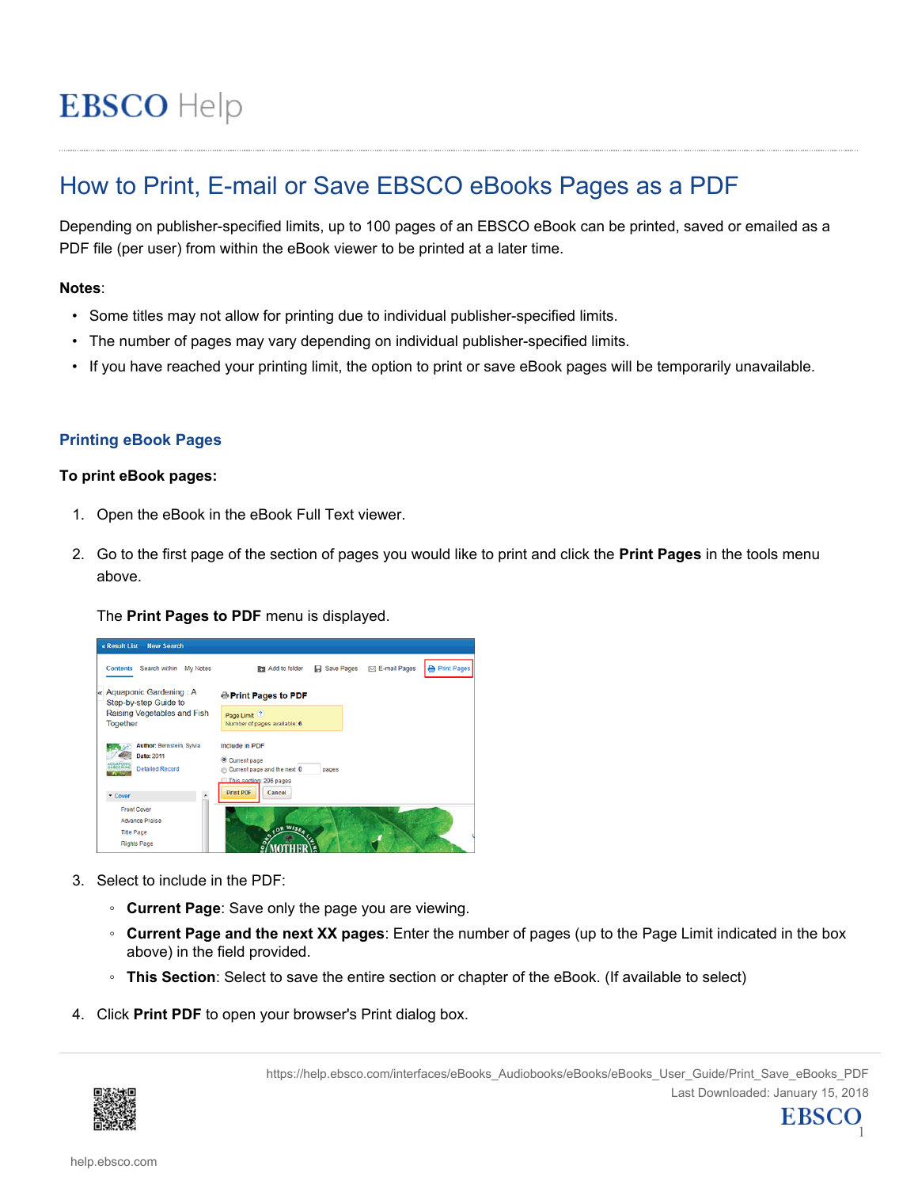# EBSCO Help

## How to Print, E-mail or Save EBSCO eBooks Pages as a PDF

Depending on publisher-specified limits, up to 100 pages of an EBSCO eBook can be printed, saved or emailed as a PDF file (per user) from within the eBook viewer to be printed at a later time.

**Notes**:

- Some titles may not allow for printing due to individual publisher-specified limits.
- The number of pages may vary depending on individual publisher-specified limits.
- If you have reached your printing limit, the option to print or save eBook pages will be temporarily unavailable.

### Printing eBook Pages

**To print eBook pages:**

1. Open the eBook in the eBook Full Text viewer.
2. Go to the first page of the section of pages you would like to print and click the **Print Pages** in the tools menu above.

   The **Print Pages to PDF** menu is displayed.

3. Select to include in the PDF:
   - **Current Page**: Save only the page you are viewing.
   - **Current Page and the next XX pages**: Enter the number of pages (up to the Page Limit indicated in the box above) in the field provided.
   - **This Section**: Select to save the entire section or chapter of the eBook. (If available to select)
4. Click **Print PDF** to open your browser's Print dialog box.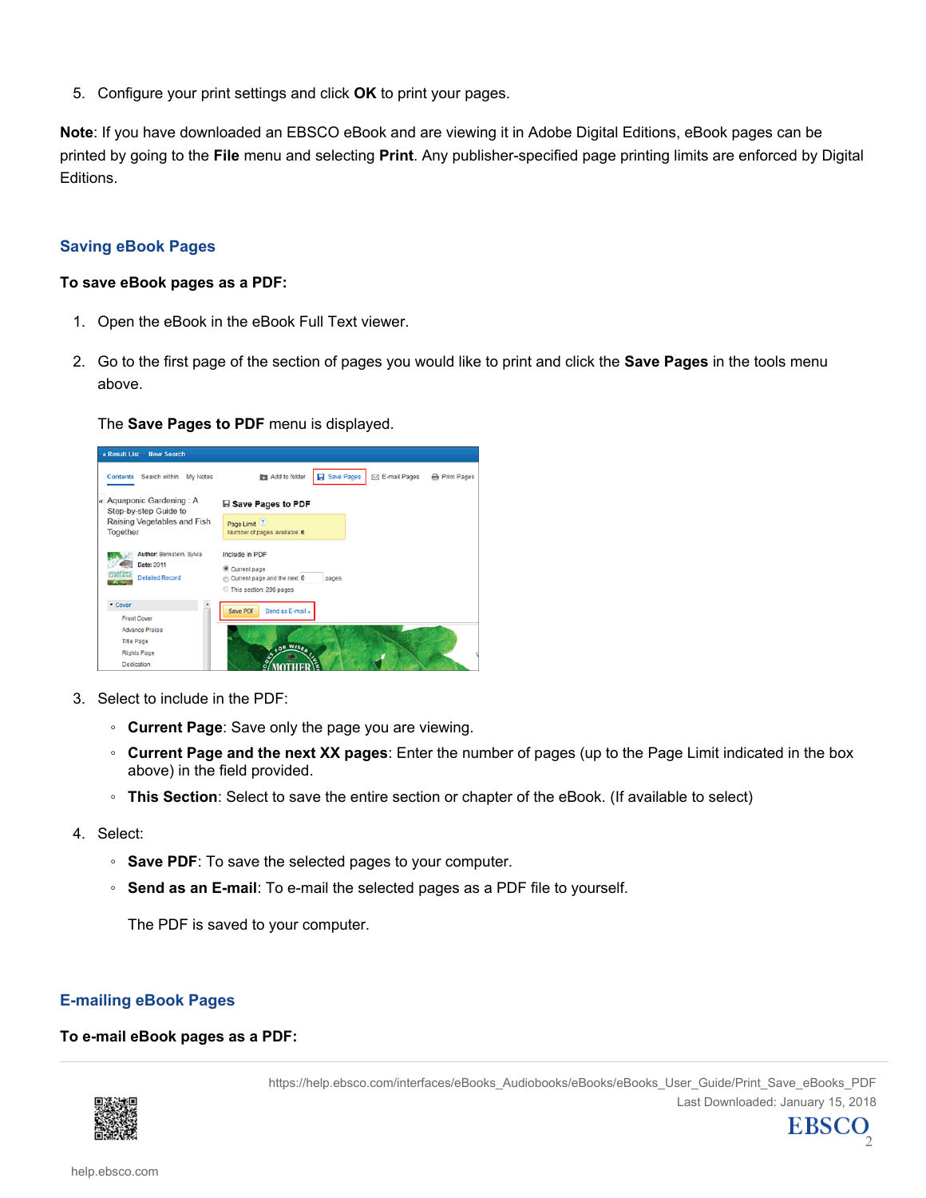5. Configure your print settings and click **OK** to print your pages.

**Note**: If you have downloaded an EBSCO eBook and are viewing it in Adobe Digital Editions, eBook pages can be printed by going to the **File** menu and selecting **Print**. Any publisher-specified page printing limits are enforced by Digital Editions.

## Saving eBook Pages

**To save eBook pages as a PDF:**

1. Open the eBook in the eBook Full Text viewer.
2. Go to the first page of the section of pages you would like to print and click the **Save Pages** in the tools menu above.

   The **Save Pages to PDF** menu is displayed.

3. Select to include in the PDF:
   - **Current Page**: Save only the page you are viewing.
   - **Current Page and the next XX pages**: Enter the number of pages (up to the Page Limit indicated in the box above) in the field provided.
   - **This Section**: Select to save the entire section or chapter of the eBook. (If available to select)
4. Select:
   - **Save PDF**: To save the selected pages to your computer.
   - **Send as an E-mail**: To e-mail the selected pages as a PDF file to yourself.

   The PDF is saved to your computer.

## E-mailing eBook Pages

**To e-mail eBook pages as a PDF:**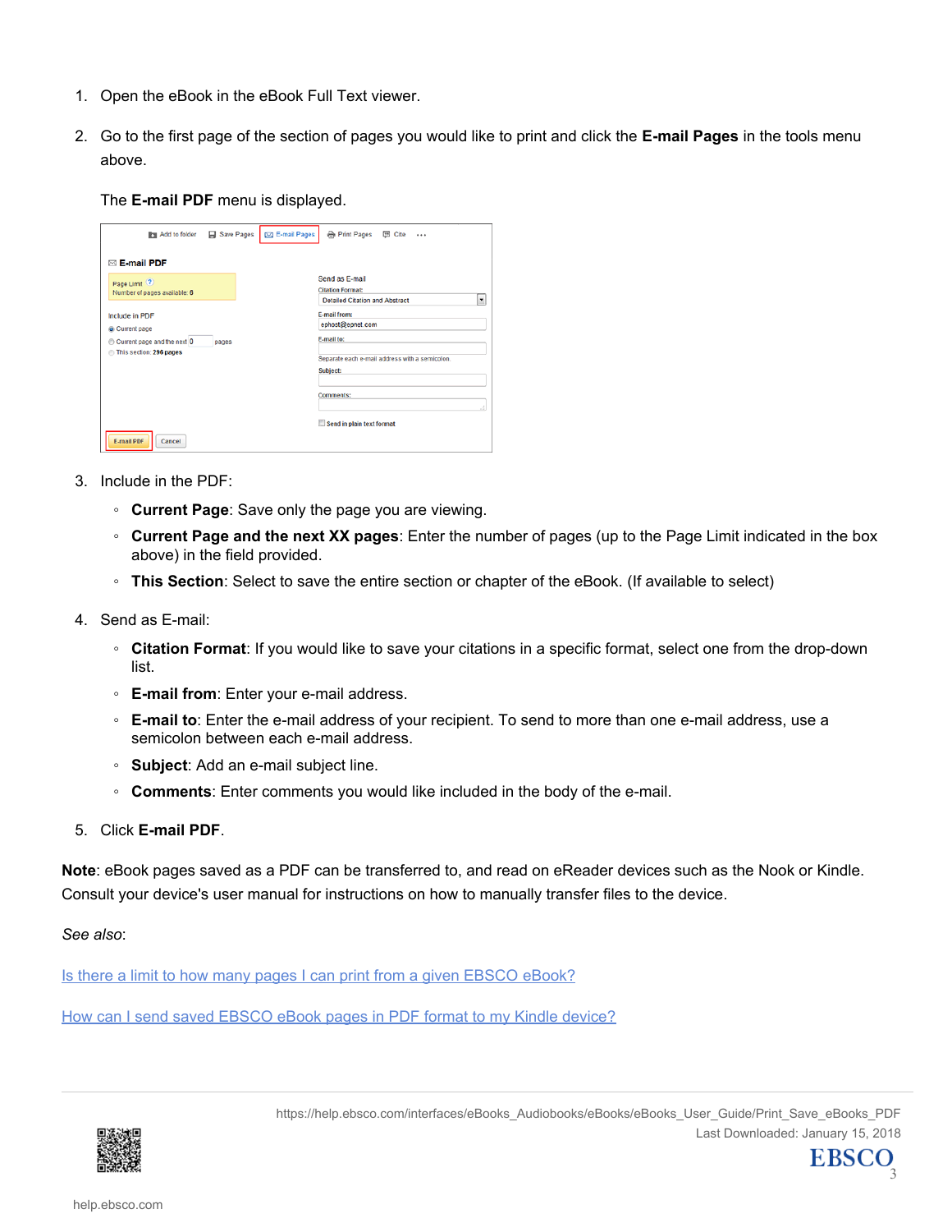1. Open the eBook in the eBook Full Text viewer.

2. Go to the first page of the section of pages you would like to print and click the **E-mail Pages** in the tools menu above.

   The **E-mail PDF** menu is displayed.

3. Include in the PDF:
   - **Current Page**: Save only the page you are viewing.
   - **Current Page and the next XX pages**: Enter the number of pages (up to the Page Limit indicated in the box above) in the field provided.
   - **This Section**: Select to save the entire section or chapter of the eBook. (If available to select)

4. Send as E-mail:
   - **Citation Format**: If you would like to save your citations in a specific format, select one from the drop-down list.
   - **E-mail from**: Enter your e-mail address.
   - **E-mail to**: Enter the e-mail address of your recipient. To send to more than one e-mail address, use a semicolon between each e-mail address.
   - **Subject**: Add an e-mail subject line.
   - **Comments**: Enter comments you would like included in the body of the e-mail.

5. Click **E-mail PDF**.

**Note**: eBook pages saved as a PDF can be transferred to, and read on eReader devices such as the Nook or Kindle. Consult your device's user manual for instructions on how to manually transfer files to the device.

*See also*:

Is there a limit to how many pages I can print from a given EBSCO eBook?

How can I send saved EBSCO eBook pages in PDF format to my Kindle device?

https://help.ebsco.com/interfaces/eBooks_Audiobooks/eBooks/eBooks_User_Guide/Print_Save_eBooks_PDF
Last Downloaded: January 15, 2018